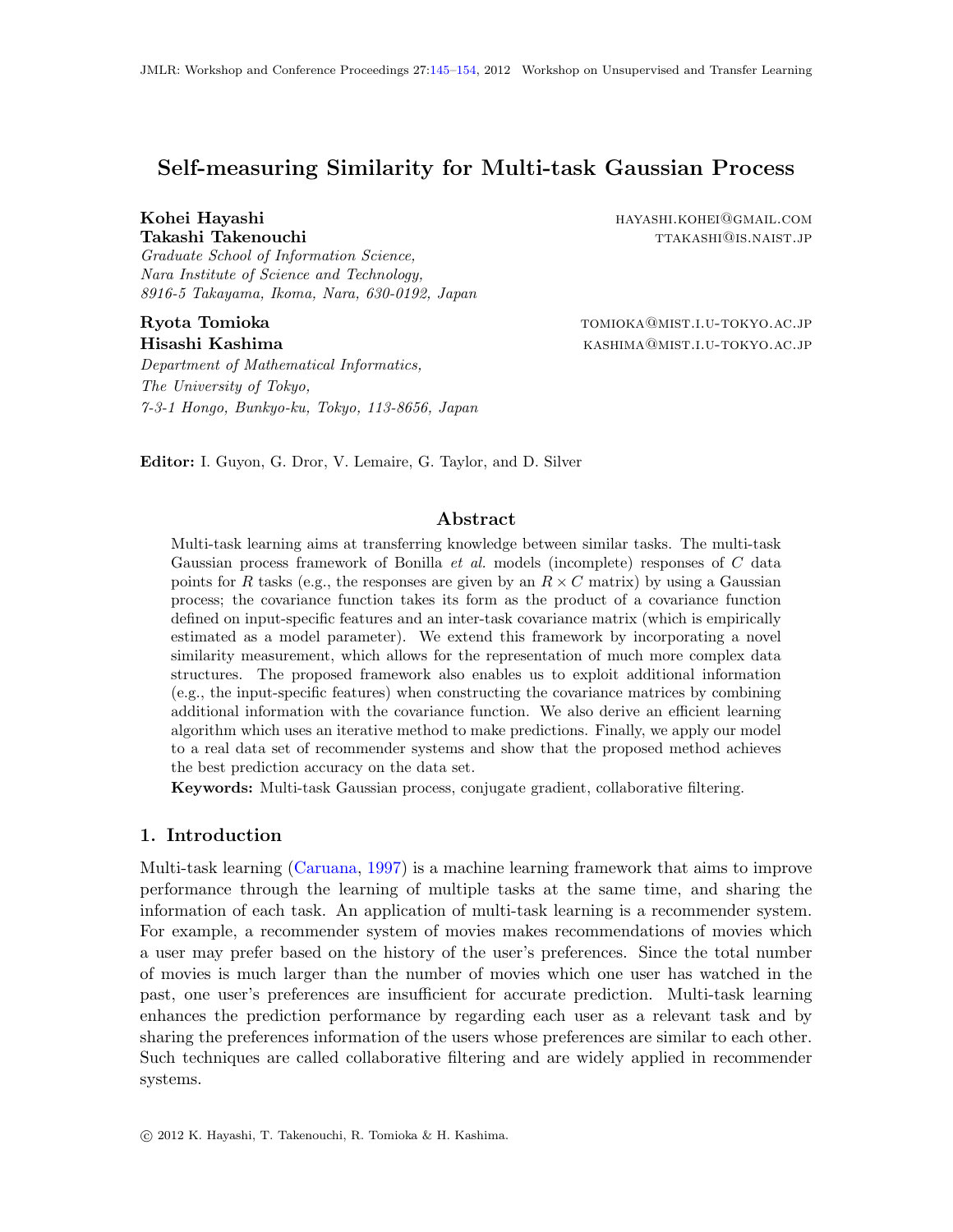# Self-measuring Similarity for Multi-task Gaussian Process

**Kohei Hayashi** HAYASHI.KOHEI@GMAIL.COM
**Takashi Takenouchi** TTAKASHI@IS.NAIST.JP
*Graduate School of Information Science,*
*Nara Institute of Science and Technology,*
*8916-5 Takayama, Ikoma, Nara, 630-0192, Japan*

**Ryota Tomioka** TOMIOKA@MIST.I.U-TOKYO.AC.JP
**Hisashi Kashima** KASHIMA@MIST.I.U-TOKYO.AC.JP
*Department of Mathematical Informatics,*
*The University of Tokyo,*
*7-3-1 Hongo, Bunkyo-ku, Tokyo, 113-8656, Japan*

**Editor:** I. Guyon, G. Dror, V. Lemaire, G. Taylor, and D. Silver

## Abstract

Multi-task learning aims at transferring knowledge between similar tasks. The multi-task Gaussian process framework of Bonilla *et al.* models (incomplete) responses of $C$ data points for $R$ tasks (e.g., the responses are given by an $R \times C$ matrix) by using a Gaussian process; the covariance function takes its form as the product of a covariance function defined on input-specific features and an inter-task covariance matrix (which is empirically estimated as a model parameter). We extend this framework by incorporating a novel similarity measurement, which allows for the representation of much more complex data structures. The proposed framework also enables us to exploit additional information (e.g., the input-specific features) when constructing the covariance matrices by combining additional information with the covariance function. We also derive an efficient learning algorithm which uses an iterative method to make predictions. Finally, we apply our model to a real data set of recommender systems and show that the proposed method achieves the best prediction accuracy on the data set.

**Keywords:** Multi-task Gaussian process, conjugate gradient, collaborative filtering.

## 1. Introduction

Multi-task learning (Caruana, 1997) is a machine learning framework that aims to improve performance through the learning of multiple tasks at the same time, and sharing the information of each task. An application of multi-task learning is a recommender system. For example, a recommender system of movies makes recommendations of movies which a user may prefer based on the history of the user's preferences. Since the total number of movies is much larger than the number of movies which one user has watched in the past, one user's preferences are insufficient for accurate prediction. Multi-task learning enhances the prediction performance by regarding each user as a relevant task and by sharing the preferences information of the users whose preferences are similar to each other. Such techniques are called collaborative filtering and are widely applied in recommender systems.

© 2012 K. Hayashi, T. Takenouchi, R. Tomioka & H. Kashima.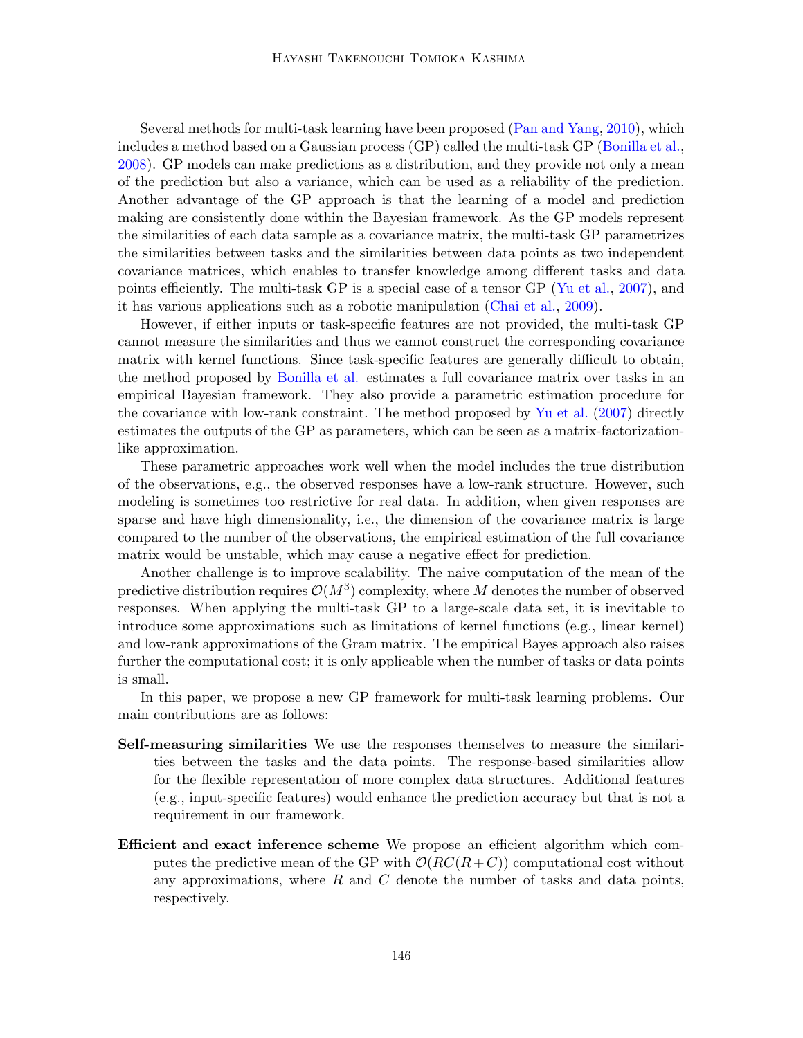Several methods for multi-task learning have been proposed (Pan and Yang, 2010), which includes a method based on a Gaussian process (GP) called the multi-task GP (Bonilla et al., 2008). GP models can make predictions as a distribution, and they provide not only a mean of the prediction but also a variance, which can be used as a reliability of the prediction. Another advantage of the GP approach is that the learning of a model and prediction making are consistently done within the Bayesian framework. As the GP models represent the similarities of each data sample as a covariance matrix, the multi-task GP parametrizes the similarities between tasks and the similarities between data points as two independent covariance matrices, which enables to transfer knowledge among different tasks and data points efficiently. The multi-task GP is a special case of a tensor GP (Yu et al., 2007), and it has various applications such as a robotic manipulation (Chai et al., 2009).

However, if either inputs or task-specific features are not provided, the multi-task GP cannot measure the similarities and thus we cannot construct the corresponding covariance matrix with kernel functions. Since task-specific features are generally difficult to obtain, the method proposed by Bonilla et al. estimates a full covariance matrix over tasks in an empirical Bayesian framework. They also provide a parametric estimation procedure for the covariance with low-rank constraint. The method proposed by Yu et al. (2007) directly estimates the outputs of the GP as parameters, which can be seen as a matrix-factorization-like approximation.

These parametric approaches work well when the model includes the true distribution of the observations, e.g., the observed responses have a low-rank structure. However, such modeling is sometimes too restrictive for real data. In addition, when given responses are sparse and have high dimensionality, i.e., the dimension of the covariance matrix is large compared to the number of the observations, the empirical estimation of the full covariance matrix would be unstable, which may cause a negative effect for prediction.

Another challenge is to improve scalability. The naive computation of the mean of the predictive distribution requires $\mathcal{O}(M^3)$ complexity, where $M$ denotes the number of observed responses. When applying the multi-task GP to a large-scale data set, it is inevitable to introduce some approximations such as limitations of kernel functions (e.g., linear kernel) and low-rank approximations of the Gram matrix. The empirical Bayes approach also raises further the computational cost; it is only applicable when the number of tasks or data points is small.

In this paper, we propose a new GP framework for multi-task learning problems. Our main contributions are as follows:

- **Self-measuring similarities** We use the responses themselves to measure the similarities between the tasks and the data points. The response-based similarities allow for the flexible representation of more complex data structures. Additional features (e.g., input-specific features) would enhance the prediction accuracy but that is not a requirement in our framework.

- **Efficient and exact inference scheme** We propose an efficient algorithm which computes the predictive mean of the GP with $\mathcal{O}(RC(R+C))$ computational cost without any approximations, where $R$ and $C$ denote the number of tasks and data points, respectively.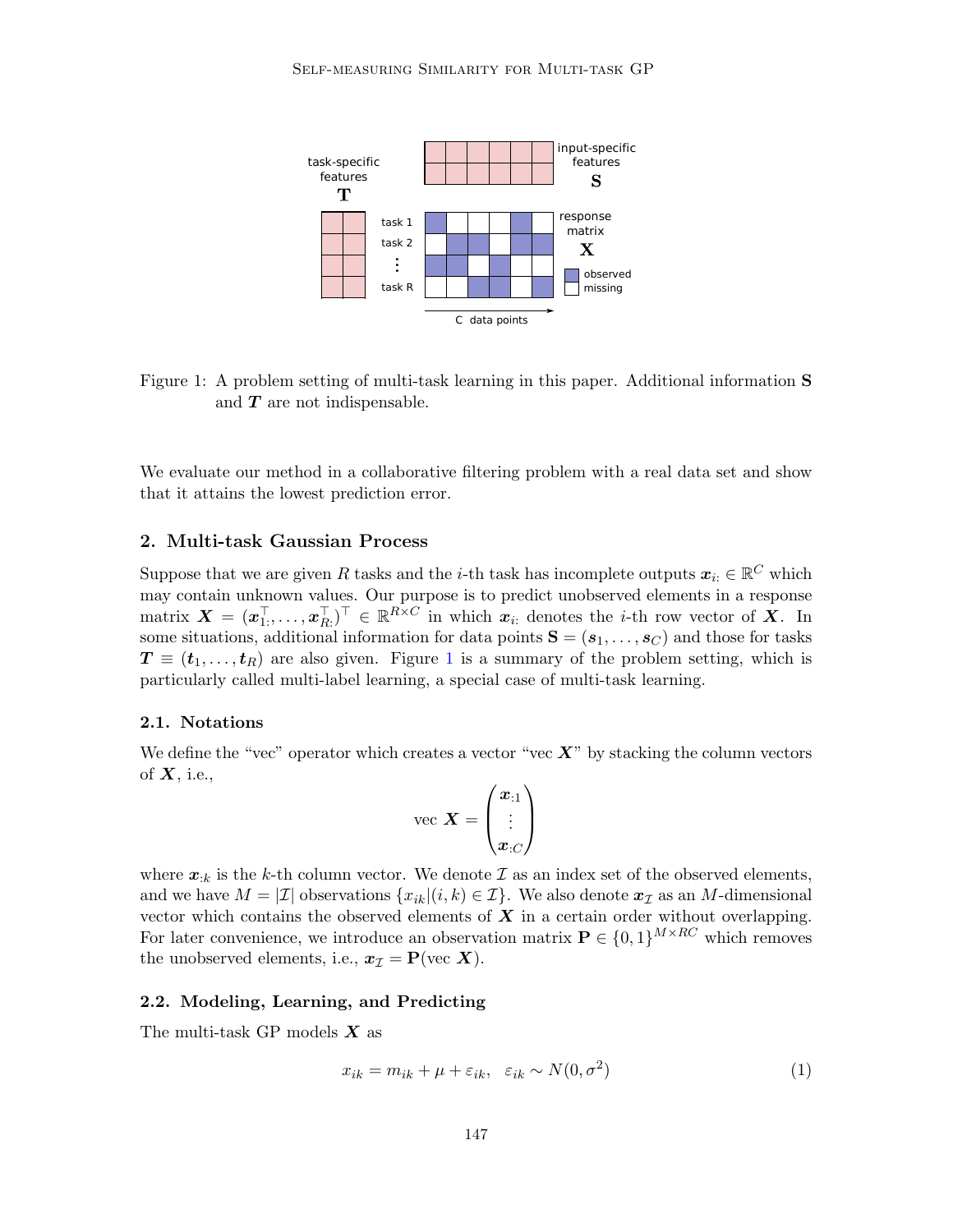Figure 1: A problem setting of multi-task learning in this paper. Additional information $\mathbf{S}$ and $\boldsymbol{T}$ are not indispensable.

We evaluate our method in a collaborative filtering problem with a real data set and show that it attains the lowest prediction error.

## 2. Multi-task Gaussian Process

Suppose that we are given $R$ tasks and the $i$-th task has incomplete outputs $\boldsymbol{x}_{i:} \in \mathbb{R}^C$ which may contain unknown values. Our purpose is to predict unobserved elements in a response matrix $\boldsymbol{X} = (\boldsymbol{x}_{1:}^\top, \ldots, \boldsymbol{x}_{R:}^\top)^\top \in \mathbb{R}^{R \times C}$ in which $\boldsymbol{x}_{i:}$ denotes the $i$-th row vector of $\boldsymbol{X}$. In some situations, additional information for data points $\mathbf{S} = (\boldsymbol{s}_1, \ldots, \boldsymbol{s}_C)$ and those for tasks $\boldsymbol{T} \equiv (\boldsymbol{t}_1, \ldots, \boldsymbol{t}_R)$ are also given. Figure 1 is a summary of the problem setting, which is particularly called multi-label learning, a special case of multi-task learning.

### 2.1. Notations

We define the "vec" operator which creates a vector "vec $\boldsymbol{X}$" by stacking the column vectors of $\boldsymbol{X}$, i.e.,

$$\text{vec } \boldsymbol{X} = \begin{pmatrix} \boldsymbol{x}_{:1} \\ \vdots \\ \boldsymbol{x}_{:C} \end{pmatrix}$$

where $\boldsymbol{x}_{:k}$ is the $k$-th column vector. We denote $\mathcal{I}$ as an index set of the observed elements, and we have $M = |\mathcal{I}|$ observations $\{x_{ik} | (i,k) \in \mathcal{I}\}$. We also denote $\boldsymbol{x}_{\mathcal{I}}$ as an $M$-dimensional vector which contains the observed elements of $\boldsymbol{X}$ in a certain order without overlapping. For later convenience, we introduce an observation matrix $\mathbf{P} \in \{0,1\}^{M \times RC}$ which removes the unobserved elements, i.e., $\boldsymbol{x}_{\mathcal{I}} = \mathbf{P}(\text{vec } \boldsymbol{X})$.

### 2.2. Modeling, Learning, and Predicting

The multi-task GP models $\boldsymbol{X}$ as

$$x_{ik} = m_{ik} + \mu + \varepsilon_{ik}, \quad \varepsilon_{ik} \sim N(0, \sigma^2) \tag{1}$$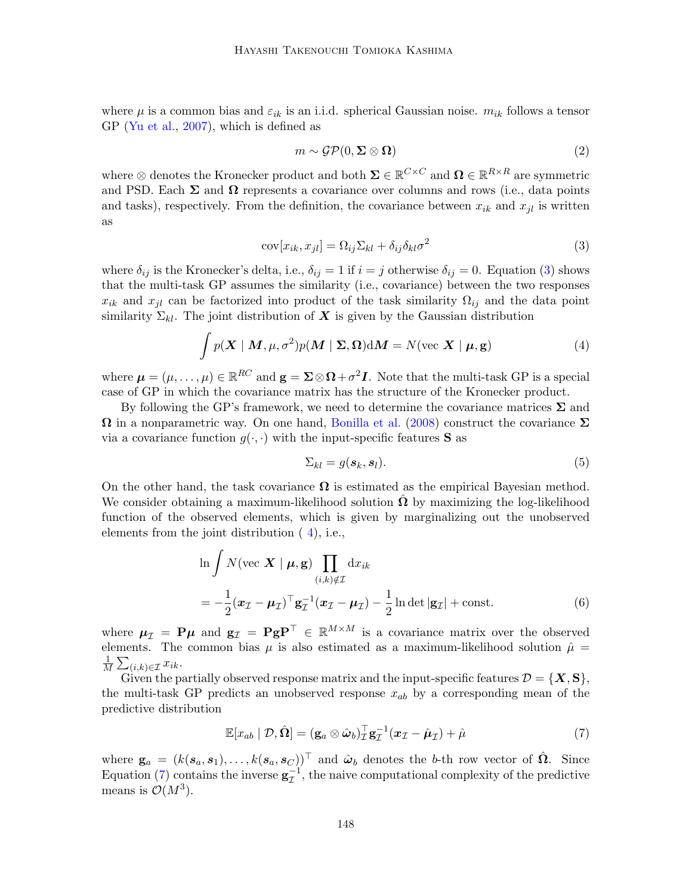where $\mu$ is a common bias and $\varepsilon_{ik}$ is an i.i.d. spherical Gaussian noise. $m_{ik}$ follows a tensor GP (Yu et al., 2007), which is defined as

$$m \sim \mathcal{GP}(0, \mathbf{\Sigma} \otimes \mathbf{\Omega}) \tag{2}$$

where $\otimes$ denotes the Kronecker product and both $\mathbf{\Sigma} \in \mathbb{R}^{C \times C}$ and $\mathbf{\Omega} \in \mathbb{R}^{R \times R}$ are symmetric and PSD. Each $\mathbf{\Sigma}$ and $\mathbf{\Omega}$ represents a covariance over columns and rows (i.e., data points and tasks), respectively. From the definition, the covariance between $x_{ik}$ and $x_{jl}$ is written as

$$\mathrm{cov}[x_{ik}, x_{jl}] = \Omega_{ij}\Sigma_{kl} + \delta_{ij}\delta_{kl}\sigma^2 \tag{3}$$

where $\delta_{ij}$ is the Kronecker's delta, i.e., $\delta_{ij} = 1$ if $i = j$ otherwise $\delta_{ij} = 0$. Equation (3) shows that the multi-task GP assumes the similarity (i.e., covariance) between the two responses $x_{ik}$ and $x_{jl}$ can be factorized into product of the task similarity $\Omega_{ij}$ and the data point similarity $\Sigma_{kl}$. The joint distribution of $\boldsymbol{X}$ is given by the Gaussian distribution

$$\int p(\boldsymbol{X} \mid \boldsymbol{M}, \mu, \sigma^2) p(\boldsymbol{M} \mid \mathbf{\Sigma}, \mathbf{\Omega}) \mathrm{d}\boldsymbol{M} = N(\mathrm{vec}\ \boldsymbol{X} \mid \boldsymbol{\mu}, \mathbf{g}) \tag{4}$$

where $\boldsymbol{\mu} = (\mu, \ldots, \mu) \in \mathbb{R}^{RC}$ and $\mathbf{g} = \mathbf{\Sigma} \otimes \mathbf{\Omega} + \sigma^2 \boldsymbol{I}$. Note that the multi-task GP is a special case of GP in which the covariance matrix has the structure of the Kronecker product.

By following the GP's framework, we need to determine the covariance matrices $\mathbf{\Sigma}$ and $\mathbf{\Omega}$ in a nonparametric way. On one hand, Bonilla et al. (2008) construct the covariance $\mathbf{\Sigma}$ via a covariance function $g(\cdot, \cdot)$ with the input-specific features $\mathbf{S}$ as

$$\Sigma_{kl} = g(\boldsymbol{s}_k, \boldsymbol{s}_l). \tag{5}$$

On the other hand, the task covariance $\mathbf{\Omega}$ is estimated as the empirical Bayesian method. We consider obtaining a maximum-likelihood solution $\hat{\mathbf{\Omega}}$ by maximizing the log-likelihood function of the observed elements, which is given by marginalizing out the unobserved elements from the joint distribution ( 4), i.e.,

$$\begin{aligned} &\ln \int N(\mathrm{vec}\ \boldsymbol{X} \mid \boldsymbol{\mu}, \mathbf{g}) \prod_{(i,k) \notin \mathcal{I}} \mathrm{d}x_{ik} \\ &= -\frac{1}{2}(\boldsymbol{x}_{\mathcal{I}} - \boldsymbol{\mu}_{\mathcal{I}})^\top \mathbf{g}_{\mathcal{I}}^{-1} (\boldsymbol{x}_{\mathcal{I}} - \boldsymbol{\mu}_{\mathcal{I}}) - \frac{1}{2} \ln \det |\mathbf{g}_{\mathcal{I}}| + \mathrm{const.} \end{aligned} \tag{6}$$

where $\boldsymbol{\mu}_{\mathcal{I}} = \mathbf{P}\boldsymbol{\mu}$ and $\mathbf{g}_{\mathcal{I}} = \mathbf{P}\mathbf{g}\mathbf{P}^\top \in \mathbb{R}^{M \times M}$ is a covariance matrix over the observed elements. The common bias $\mu$ is also estimated as a maximum-likelihood solution $\hat{\mu} = \frac{1}{M}\sum_{(i,k) \in \mathcal{I}} x_{ik}$.

Given the partially observed response matrix and the input-specific features $\mathcal{D} = \{\boldsymbol{X}, \mathbf{S}\}$, the multi-task GP predicts an unobserved response $x_{ab}$ by a corresponding mean of the predictive distribution

$$\mathbb{E}[x_{ab} \mid \mathcal{D}, \hat{\mathbf{\Omega}}] = (\mathbf{g}_a \otimes \hat{\boldsymbol{\omega}}_b)_{\mathcal{I}}^\top \mathbf{g}_{\mathcal{I}}^{-1} (\boldsymbol{x}_{\mathcal{I}} - \hat{\boldsymbol{\mu}}_{\mathcal{I}}) + \hat{\mu} \tag{7}$$

where $\mathbf{g}_a = (k(\boldsymbol{s}_a, \boldsymbol{s}_1), \ldots, k(\boldsymbol{s}_a, \boldsymbol{s}_C))^\top$ and $\hat{\boldsymbol{\omega}}_b$ denotes the $b$-th row vector of $\hat{\mathbf{\Omega}}$. Since Equation (7) contains the inverse $\mathbf{g}_{\mathcal{I}}^{-1}$, the naive computational complexity of the predictive means is $\mathcal{O}(M^3)$.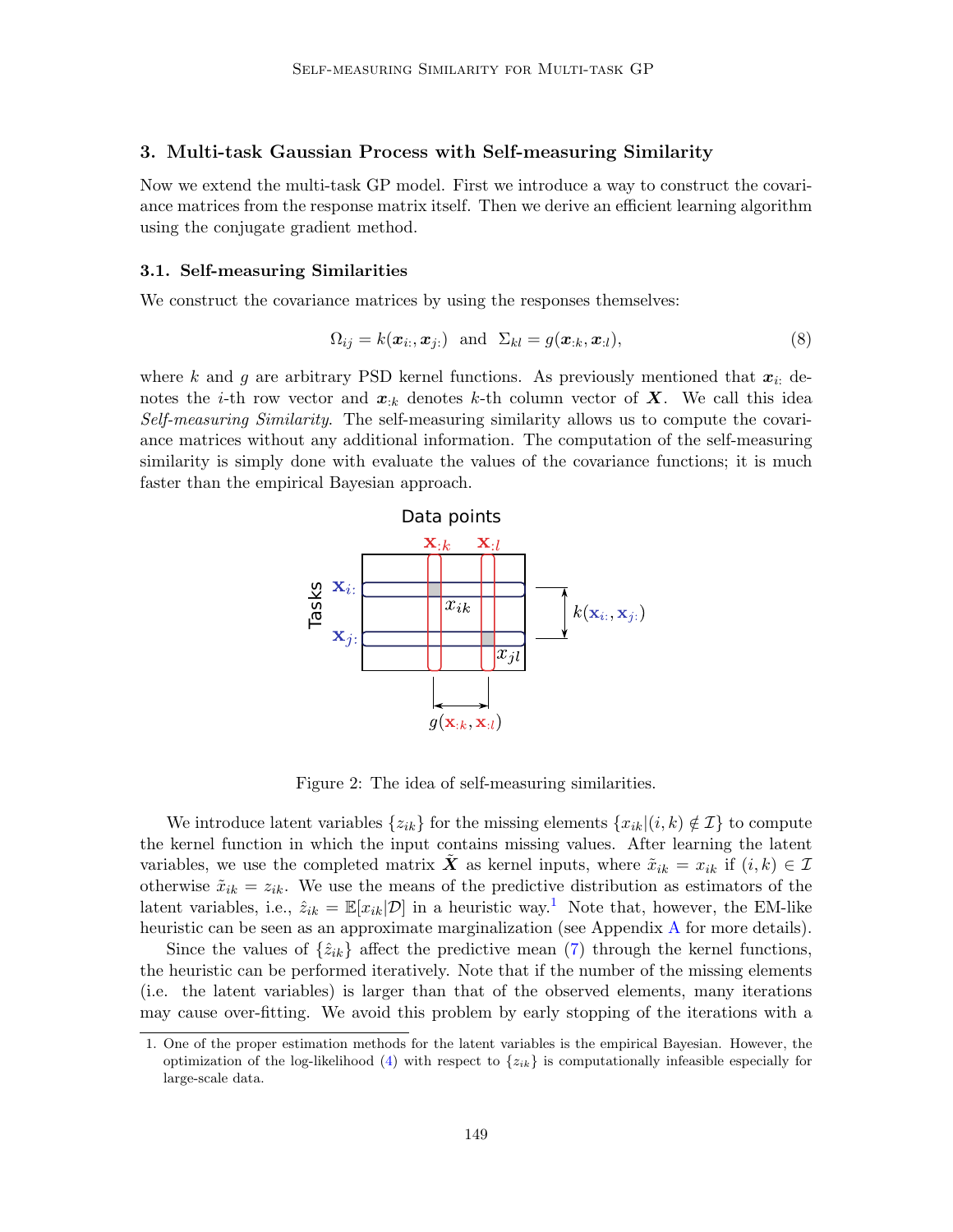## 3. Multi-task Gaussian Process with Self-measuring Similarity

Now we extend the multi-task GP model. First we introduce a way to construct the covariance matrices from the response matrix itself. Then we derive an efficient learning algorithm using the conjugate gradient method.

### 3.1. Self-measuring Similarities

We construct the covariance matrices by using the responses themselves:

$$\Omega_{ij} = k(\boldsymbol{x}_{i:}, \boldsymbol{x}_{j:}) \;\; \text{and} \;\; \Sigma_{kl} = g(\boldsymbol{x}_{:k}, \boldsymbol{x}_{:l}), \tag{8}$$

where $k$ and $g$ are arbitrary PSD kernel functions. As previously mentioned that $\boldsymbol{x}_{i:}$ denotes the $i$-th row vector and $\boldsymbol{x}_{:k}$ denotes $k$-th column vector of $\boldsymbol{X}$. We call this idea *Self-measuring Similarity*. The self-measuring similarity allows us to compute the covariance matrices without any additional information. The computation of the self-measuring similarity is simply done with evaluate the values of the covariance functions; it is much faster than the empirical Bayesian approach.

Figure 2: The idea of self-measuring similarities.

We introduce latent variables $\{z_{ik}\}$ for the missing elements $\{x_{ik} | (i,k) \notin \mathcal{I}\}$ to compute the kernel function in which the input contains missing values. After learning the latent variables, we use the completed matrix $\tilde{\boldsymbol{X}}$ as kernel inputs, where $\tilde{x}_{ik} = x_{ik}$ if $(i,k) \in \mathcal{I}$ otherwise $\tilde{x}_{ik} = z_{ik}$. We use the means of the predictive distribution as estimators of the latent variables, i.e., $\hat{z}_{ik} = \mathbb{E}[x_{ik}|\mathcal{D}]$ in a heuristic way.[1] Note that, however, the EM-like heuristic can be seen as an approximate marginalization (see Appendix A for more details).

Since the values of $\{\hat{z}_{ik}\}$ affect the predictive mean (7) through the kernel functions, the heuristic can be performed iteratively. Note that if the number of the missing elements (i.e. the latent variables) is larger than that of the observed elements, many iterations may cause over-fitting. We avoid this problem by early stopping of the iterations with a

1. One of the proper estimation methods for the latent variables is the empirical Bayesian. However, the optimization of the log-likelihood (4) with respect to $\{z_{ik}\}$ is computationally infeasible especially for large-scale data.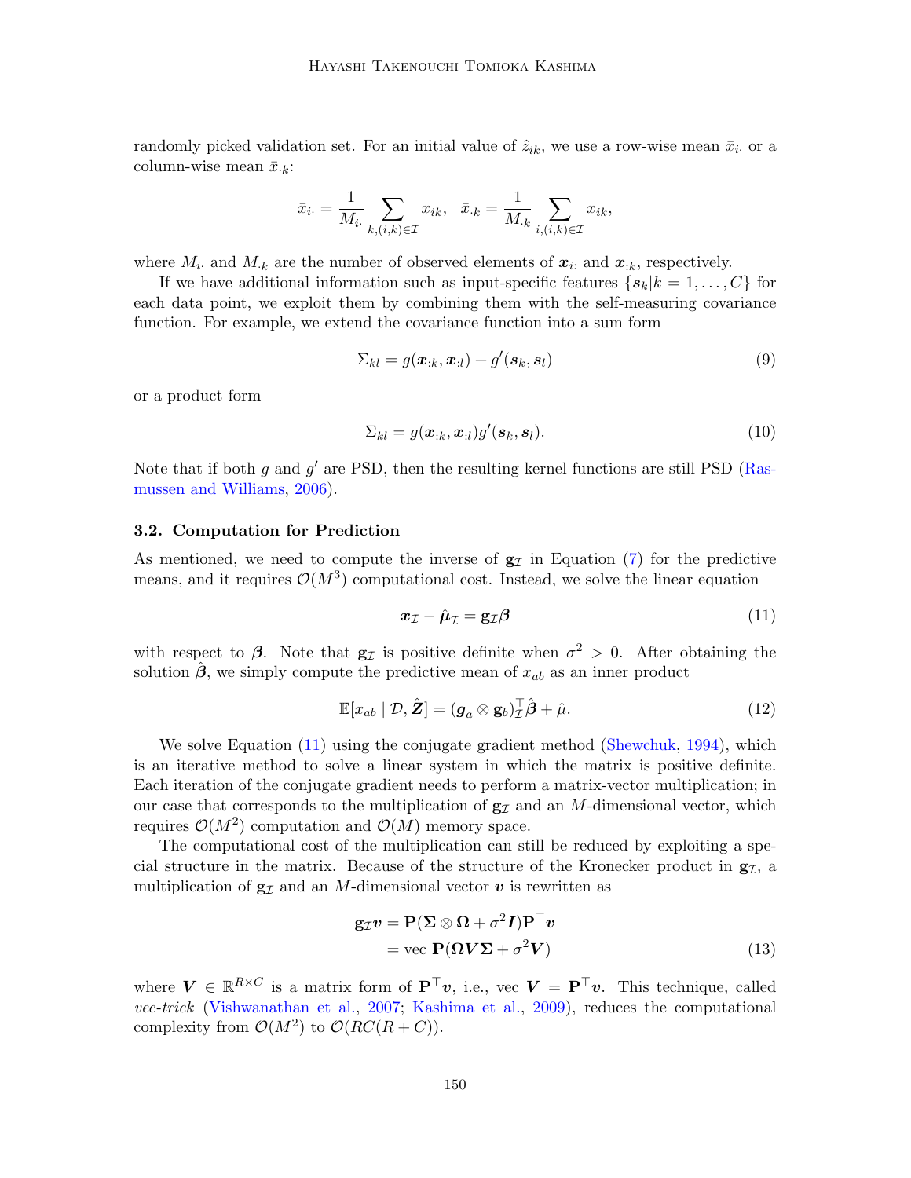randomly picked validation set. For an initial value of $\hat{z}_{ik}$, we use a row-wise mean $\bar{x}_{i\cdot}$ or a column-wise mean $\bar{x}_{\cdot k}$:

$$\bar{x}_{i\cdot} = \frac{1}{M_{i\cdot}} \sum_{k,(i,k)\in\mathcal{I}} x_{ik}, \quad \bar{x}_{\cdot k} = \frac{1}{M_{\cdot k}} \sum_{i,(i,k)\in\mathcal{I}} x_{ik},$$

where $M_{i\cdot}$ and $M_{\cdot k}$ are the number of observed elements of $\boldsymbol{x}_{i:}$ and $\boldsymbol{x}_{:k}$, respectively.

If we have additional information such as input-specific features $\{\boldsymbol{s}_k | k = 1, \ldots, C\}$ for each data point, we exploit them by combining them with the self-measuring covariance function. For example, we extend the covariance function into a sum form

$$\Sigma_{kl} = g(\boldsymbol{x}_{:k}, \boldsymbol{x}_{:l}) + g'(\boldsymbol{s}_k, \boldsymbol{s}_l) \tag{9}$$

or a product form

$$\Sigma_{kl} = g(\boldsymbol{x}_{:k}, \boldsymbol{x}_{:l}) g'(\boldsymbol{s}_k, \boldsymbol{s}_l). \tag{10}$$

Note that if both $g$ and $g'$ are PSD, then the resulting kernel functions are still PSD (Rasmussen and Williams, 2006).

### 3.2. Computation for Prediction

As mentioned, we need to compute the inverse of $\mathbf{g}_{\mathcal{I}}$ in Equation (7) for the predictive means, and it requires $\mathcal{O}(M^3)$ computational cost. Instead, we solve the linear equation

$$\boldsymbol{x}_{\mathcal{I}} - \hat{\boldsymbol{\mu}}_{\mathcal{I}} = \mathbf{g}_{\mathcal{I}} \boldsymbol{\beta} \tag{11}$$

with respect to $\boldsymbol{\beta}$. Note that $\mathbf{g}_{\mathcal{I}}$ is positive definite when $\sigma^2 > 0$. After obtaining the solution $\hat{\boldsymbol{\beta}}$, we simply compute the predictive mean of $x_{ab}$ as an inner product

$$\mathbb{E}[x_{ab} \mid \mathcal{D}, \hat{\boldsymbol{Z}}] = (\boldsymbol{g}_a \otimes \mathbf{g}_b)_{\mathcal{I}}^\top \hat{\boldsymbol{\beta}} + \hat{\mu}. \tag{12}$$

We solve Equation (11) using the conjugate gradient method (Shewchuk, 1994), which is an iterative method to solve a linear system in which the matrix is positive definite. Each iteration of the conjugate gradient needs to perform a matrix-vector multiplication; in our case that corresponds to the multiplication of $\mathbf{g}_{\mathcal{I}}$ and an $M$-dimensional vector, which requires $\mathcal{O}(M^2)$ computation and $\mathcal{O}(M)$ memory space.

The computational cost of the multiplication can still be reduced by exploiting a special structure in the matrix. Because of the structure of the Kronecker product in $\mathbf{g}_{\mathcal{I}}$, a multiplication of $\mathbf{g}_{\mathcal{I}}$ and an $M$-dimensional vector $\boldsymbol{v}$ is rewritten as

$$\begin{aligned}
\mathbf{g}_{\mathcal{I}} \boldsymbol{v} &= \mathbf{P}(\boldsymbol{\Sigma} \otimes \boldsymbol{\Omega} + \sigma^2 \boldsymbol{I}) \mathbf{P}^\top \boldsymbol{v} \\
&= \operatorname{vec} \mathbf{P}(\boldsymbol{\Omega} \boldsymbol{V} \boldsymbol{\Sigma} + \sigma^2 \boldsymbol{V})
\end{aligned} \tag{13}$$

where $\boldsymbol{V} \in \mathbb{R}^{R \times C}$ is a matrix form of $\mathbf{P}^\top \boldsymbol{v}$, i.e., $\operatorname{vec} \boldsymbol{V} = \mathbf{P}^\top \boldsymbol{v}$. This technique, called *vec-trick* (Vishwanathan et al., 2007; Kashima et al., 2009), reduces the computational complexity from $\mathcal{O}(M^2)$ to $\mathcal{O}(RC(R + C))$.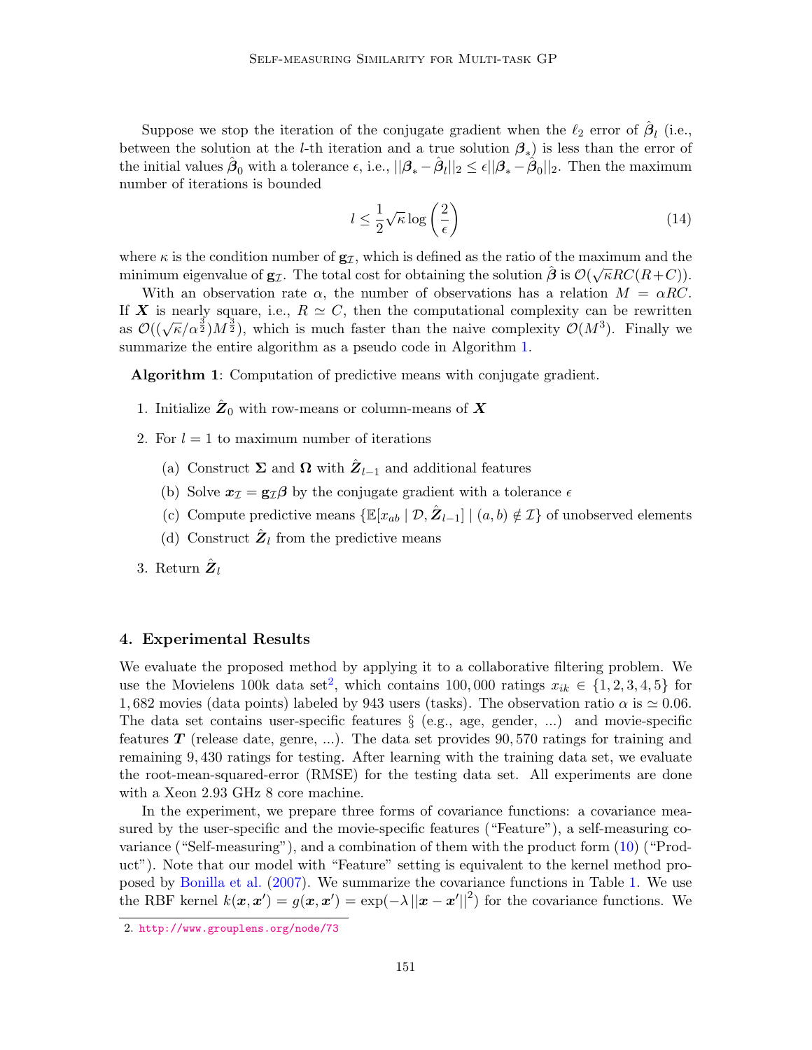Suppose we stop the iteration of the conjugate gradient when the $\ell_2$ error of $\hat{\boldsymbol{\beta}}_l$ (i.e., between the solution at the $l$-th iteration and a true solution $\boldsymbol{\beta}_*$) is less than the error of the initial values $\hat{\boldsymbol{\beta}}_0$ with a tolerance $\epsilon$, i.e., $||\boldsymbol{\beta}_* - \hat{\boldsymbol{\beta}}_l||_2 \leq \epsilon ||\boldsymbol{\beta}_* - \hat{\boldsymbol{\beta}}_0||_2$. Then the maximum number of iterations is bounded

$$l \leq \frac{1}{2}\sqrt{\kappa}\log\left(\frac{2}{\epsilon}\right) \tag{14}$$

where $\kappa$ is the condition number of $\mathbf{g}_{\mathcal{I}}$, which is defined as the ratio of the maximum and the minimum eigenvalue of $\mathbf{g}_{\mathcal{I}}$. The total cost for obtaining the solution $\hat{\boldsymbol{\beta}}$ is $\mathcal{O}(\sqrt{\kappa}RC(R+C))$.

With an observation rate $\alpha$, the number of observations has a relation $M = \alpha RC$. If $\boldsymbol{X}$ is nearly square, i.e., $R \simeq C$, then the computational complexity can be rewritten as $\mathcal{O}((\sqrt{\kappa}/\alpha^{\frac{3}{2}})M^{\frac{3}{2}})$, which is much faster than the naive complexity $\mathcal{O}(M^3)$. Finally we summarize the entire algorithm as a pseudo code in Algorithm 1.

**Algorithm 1**: Computation of predictive means with conjugate gradient.

1. Initialize $\hat{\boldsymbol{Z}}_0$ with row-means or column-means of $\boldsymbol{X}$
2. For $l = 1$ to maximum number of iterations
   (a) Construct $\boldsymbol{\Sigma}$ and $\boldsymbol{\Omega}$ with $\hat{\boldsymbol{Z}}_{l-1}$ and additional features
   (b) Solve $\boldsymbol{x}_{\mathcal{I}} = \mathbf{g}_{\mathcal{I}}\boldsymbol{\beta}$ by the conjugate gradient with a tolerance $\epsilon$
   (c) Compute predictive means $\{\mathbb{E}[x_{ab} \mid \mathcal{D}, \hat{\boldsymbol{Z}}_{l-1}] \mid (a,b) \notin \mathcal{I}\}$ of unobserved elements
   (d) Construct $\hat{\boldsymbol{Z}}_l$ from the predictive means
3. Return $\hat{\boldsymbol{Z}}_l$

## 4. Experimental Results

We evaluate the proposed method by applying it to a collaborative filtering problem. We use the Movielens 100k data set[2], which contains 100,000 ratings $x_{ik} \in \{1, 2, 3, 4, 5\}$ for 1,682 movies (data points) labeled by 943 users (tasks). The observation ratio $\alpha$ is $\simeq 0.06$. The data set contains user-specific features § (e.g., age, gender, ...) and movie-specific features $\boldsymbol{T}$ (release date, genre, ...). The data set provides 90,570 ratings for training and remaining 9,430 ratings for testing. After learning with the training data set, we evaluate the root-mean-squared-error (RMSE) for the testing data set. All experiments are done with a Xeon 2.93 GHz 8 core machine.

In the experiment, we prepare three forms of covariance functions: a covariance measured by the user-specific and the movie-specific features ("Feature"), a self-measuring covariance ("Self-measuring"), and a combination of them with the product form (10) ("Product"). Note that our model with "Feature" setting is equivalent to the kernel method proposed by Bonilla et al. (2007). We summarize the covariance functions in Table 1. We use the RBF kernel $k(\boldsymbol{x}, \boldsymbol{x}') = g(\boldsymbol{x}, \boldsymbol{x}') = \exp(-\lambda \, ||\boldsymbol{x} - \boldsymbol{x}'||^2)$ for the covariance functions. We

2. http://www.grouplens.org/node/73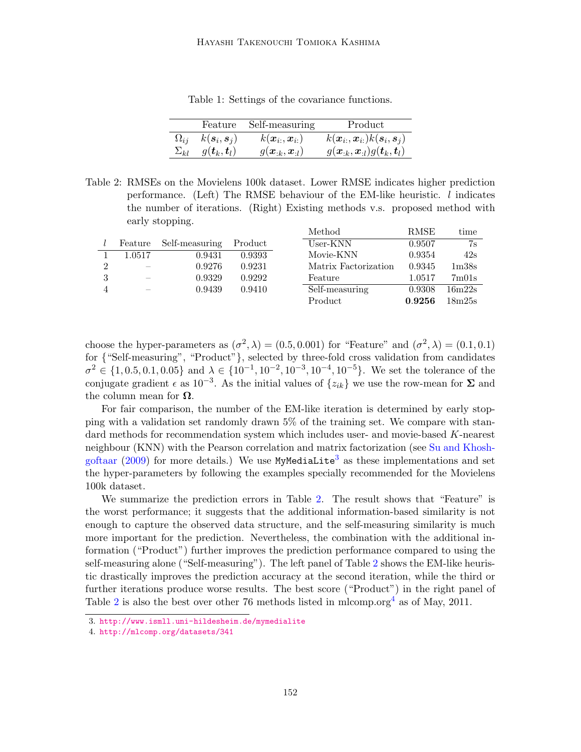Table 1: Settings of the covariance functions.

| | Feature | Self-measuring | Product |
|---|---|---|---|
| $\Omega_{ij}$ | $k(\boldsymbol{s}_i, \boldsymbol{s}_j)$ | $k(\boldsymbol{x}_{i:}, \boldsymbol{x}_{i:})$ | $k(\boldsymbol{x}_{i:}, \boldsymbol{x}_{i:})k(\boldsymbol{s}_i, \boldsymbol{s}_j)$ |
| $\Sigma_{kl}$ | $g(\boldsymbol{t}_k, \boldsymbol{t}_l)$ | $g(\boldsymbol{x}_{:k}, \boldsymbol{x}_{:l})$ | $g(\boldsymbol{x}_{:k}, \boldsymbol{x}_{:l})g(\boldsymbol{t}_k, \boldsymbol{t}_l)$ |

Table 2: RMSEs on the Movielens 100k dataset. Lower RMSE indicates higher prediction performance. (Left) The RMSE behaviour of the EM-like heuristic. $l$ indicates the number of iterations. (Right) Existing methods v.s. proposed method with early stopping.

| $l$ | Feature | Self-measuring | Product |
|---|---|---|---|
| 1 | 1.0517 | 0.9431 | 0.9393 |
| 2 | – | 0.9276 | 0.9231 |
| 3 | – | 0.9329 | 0.9292 |
| 4 | – | 0.9439 | 0.9410 |

| Method | RMSE | time |
|---|---|---|
| User-KNN | 0.9507 | 7s |
| Movie-KNN | 0.9354 | 42s |
| Matrix Factorization | 0.9345 | 1m38s |
| Feature | 1.0517 | 7m01s |
| Self-measuring | 0.9308 | 16m22s |
| Product | **0.9256** | 18m25s |

choose the hyper-parameters as $(\sigma^2, \lambda) = (0.5, 0.001)$ for "Feature" and $(\sigma^2, \lambda) = (0.1, 0.1)$ for {"Self-measuring", "Product"}, selected by three-fold cross validation from candidates $\sigma^2 \in \{1, 0.5, 0.1, 0.05\}$ and $\lambda \in \{10^{-1}, 10^{-2}, 10^{-3}, 10^{-4}, 10^{-5}\}$. We set the tolerance of the conjugate gradient $\epsilon$ as $10^{-3}$. As the initial values of $\{z_{ik}\}$ we use the row-mean for $\boldsymbol{\Sigma}$ and the column mean for $\boldsymbol{\Omega}$.

For fair comparison, the number of the EM-like iteration is determined by early stopping with a validation set randomly drawn 5% of the training set. We compare with standard methods for recommendation system which includes user- and movie-based $K$-nearest neighbour (KNN) with the Pearson correlation and matrix factorization (see Su and Khoshgoftaar (2009) for more details.) We use `MyMediaLite`[3] as these implementations and set the hyper-parameters by following the examples specially recommended for the Movielens 100k dataset.

We summarize the prediction errors in Table 2. The result shows that "Feature" is the worst performance; it suggests that the additional information-based similarity is not enough to capture the observed data structure, and the self-measuring similarity is much more important for the prediction. Nevertheless, the combination with the additional information ("Product") further improves the prediction performance compared to using the self-measuring alone ("Self-measuring"). The left panel of Table 2 shows the EM-like heuristic drastically improves the prediction accuracy at the second iteration, while the third or further iterations produce worse results. The best score ("Product") in the right panel of Table 2 is also the best over other 76 methods listed in mlcomp.org[4] as of May, 2011.

3. http://www.ismll.uni-hildesheim.de/mymedialite
4. http://mlcomp.org/datasets/341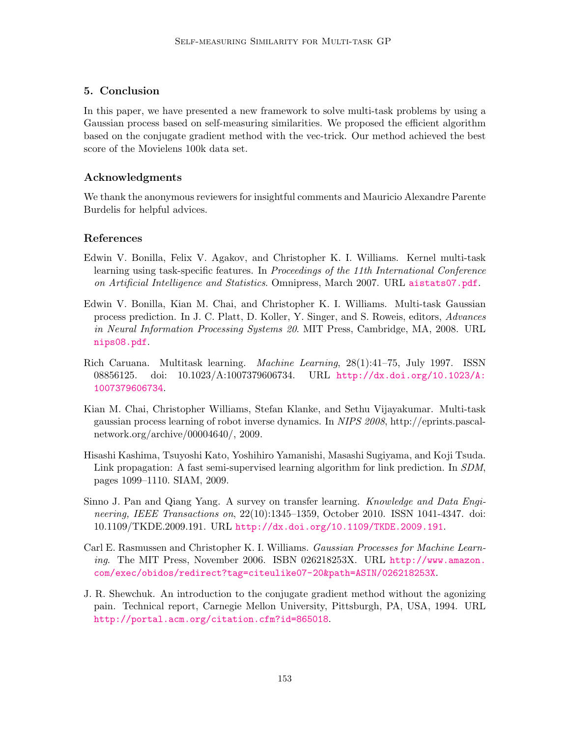## 5. Conclusion

In this paper, we have presented a new framework to solve multi-task problems by using a Gaussian process based on self-measuring similarities. We proposed the efficient algorithm based on the conjugate gradient method with the vec-trick. Our method achieved the best score of the Movielens 100k data set.

## Acknowledgments

We thank the anonymous reviewers for insightful comments and Mauricio Alexandre Parente Burdelis for helpful advices.

## References

Edwin V. Bonilla, Felix V. Agakov, and Christopher K. I. Williams. Kernel multi-task learning using task-specific features. In *Proceedings of the 11th International Conference on Artificial Intelligence and Statistics*. Omnipress, March 2007. URL aistats07.pdf.

Edwin V. Bonilla, Kian M. Chai, and Christopher K. I. Williams. Multi-task Gaussian process prediction. In J. C. Platt, D. Koller, Y. Singer, and S. Roweis, editors, *Advances in Neural Information Processing Systems 20*. MIT Press, Cambridge, MA, 2008. URL nips08.pdf.

Rich Caruana. Multitask learning. *Machine Learning*, 28(1):41–75, July 1997. ISSN 08856125. doi: 10.1023/A:1007379606734. URL http://dx.doi.org/10.1023/A:1007379606734.

Kian M. Chai, Christopher Williams, Stefan Klanke, and Sethu Vijayakumar. Multi-task gaussian process learning of robot inverse dynamics. In *NIPS 2008*, http://eprints.pascal-network.org/archive/00004640/, 2009.

Hisashi Kashima, Tsuyoshi Kato, Yoshihiro Yamanishi, Masashi Sugiyama, and Koji Tsuda. Link propagation: A fast semi-supervised learning algorithm for link prediction. In *SDM*, pages 1099–1110. SIAM, 2009.

Sinno J. Pan and Qiang Yang. A survey on transfer learning. *Knowledge and Data Engineering, IEEE Transactions on*, 22(10):1345–1359, October 2010. ISSN 1041-4347. doi: 10.1109/TKDE.2009.191. URL http://dx.doi.org/10.1109/TKDE.2009.191.

Carl E. Rasmussen and Christopher K. I. Williams. *Gaussian Processes for Machine Learning*. The MIT Press, November 2006. ISBN 026218253X. URL http://www.amazon.com/exec/obidos/redirect?tag=citeulike07-20&path=ASIN/026218253X.

J. R. Shewchuk. An introduction to the conjugate gradient method without the agonizing pain. Technical report, Carnegie Mellon University, Pittsburgh, PA, USA, 1994. URL http://portal.acm.org/citation.cfm?id=865018.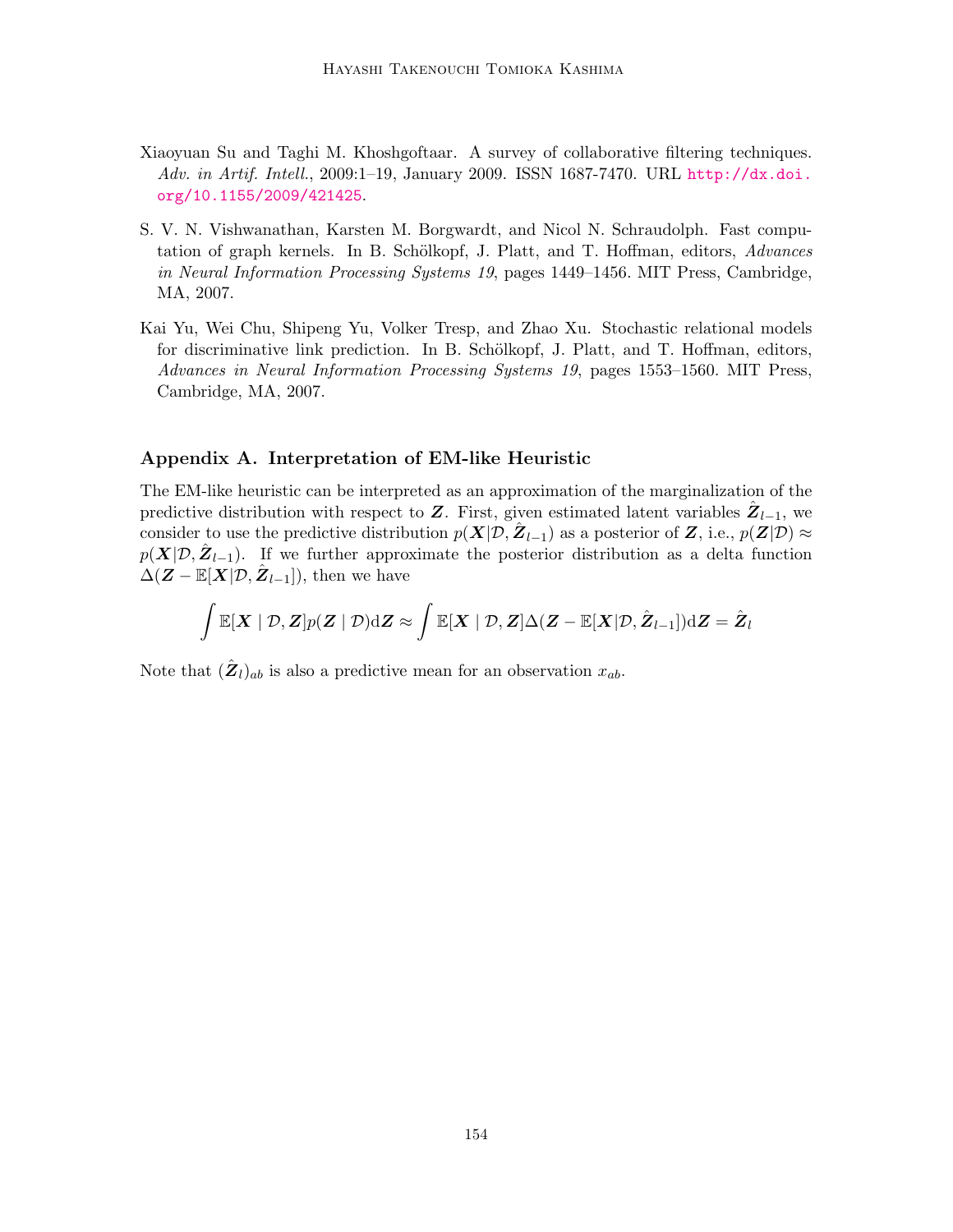Xiaoyuan Su and Taghi M. Khoshgoftaar. A survey of collaborative filtering techniques. *Adv. in Artif. Intell.*, 2009:1–19, January 2009. ISSN 1687-7470. URL http://dx.doi.org/10.1155/2009/421425.

S. V. N. Vishwanathan, Karsten M. Borgwardt, and Nicol N. Schraudolph. Fast computation of graph kernels. In B. Schölkopf, J. Platt, and T. Hoffman, editors, *Advances in Neural Information Processing Systems 19*, pages 1449–1456. MIT Press, Cambridge, MA, 2007.

Kai Yu, Wei Chu, Shipeng Yu, Volker Tresp, and Zhao Xu. Stochastic relational models for discriminative link prediction. In B. Schölkopf, J. Platt, and T. Hoffman, editors, *Advances in Neural Information Processing Systems 19*, pages 1553–1560. MIT Press, Cambridge, MA, 2007.

## Appendix A. Interpretation of EM-like Heuristic

The EM-like heuristic can be interpreted as an approximation of the marginalization of the predictive distribution with respect to $\boldsymbol{Z}$. First, given estimated latent variables $\hat{\boldsymbol{Z}}_{l-1}$, we consider to use the predictive distribution $p(\boldsymbol{X}|\mathcal{D}, \hat{\boldsymbol{Z}}_{l-1})$ as a posterior of $\boldsymbol{Z}$, i.e., $p(\boldsymbol{Z}|\mathcal{D}) \approx p(\boldsymbol{X}|\mathcal{D}, \hat{\boldsymbol{Z}}_{l-1})$. If we further approximate the posterior distribution as a delta function $\Delta(\boldsymbol{Z} - \mathbb{E}[\boldsymbol{X}|\mathcal{D}, \hat{\boldsymbol{Z}}_{l-1}])$, then we have

$$\int \mathbb{E}[\boldsymbol{X} \mid \mathcal{D}, \boldsymbol{Z}] p(\boldsymbol{Z} \mid \mathcal{D}) \mathrm{d}\boldsymbol{Z} \approx \int \mathbb{E}[\boldsymbol{X} \mid \mathcal{D}, \boldsymbol{Z}] \Delta(\boldsymbol{Z} - \mathbb{E}[\boldsymbol{X}|\mathcal{D}, \hat{\boldsymbol{Z}}_{l-1}]) \mathrm{d}\boldsymbol{Z} = \hat{\boldsymbol{Z}}_l$$

Note that $(\hat{\boldsymbol{Z}}_l)_{ab}$ is also a predictive mean for an observation $x_{ab}$.